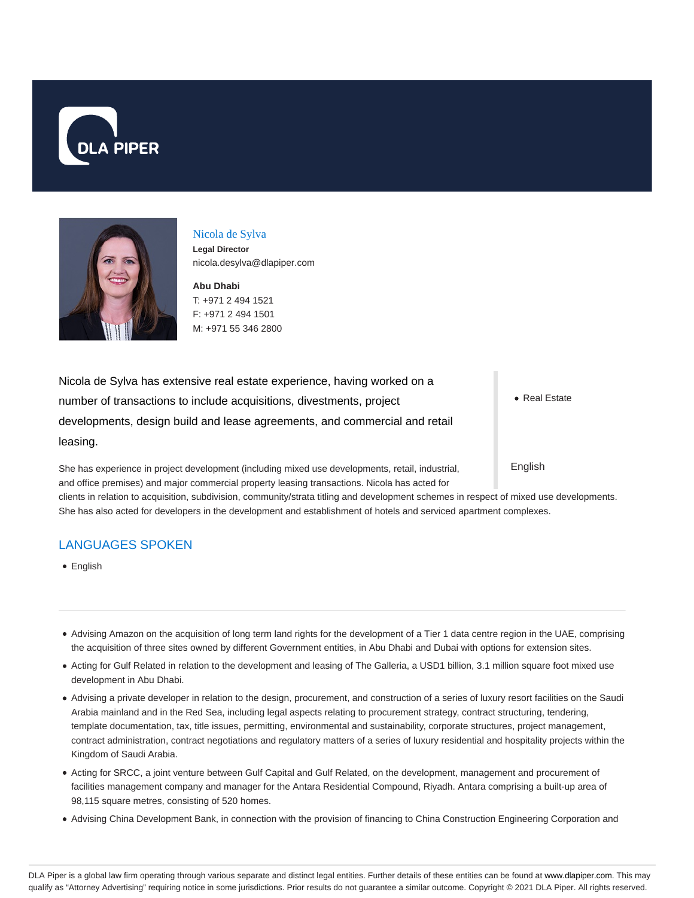DLA PIPER

Nicola de Sylva

**Legal Director**

nicola.desylva@dlapiper.com

**Abu Dhabi**

T: +971 2 494 1521

F: +971 2 494 1501

M: +971 55 346 2800

Nicola de Sylva has extensive real estate experience, having worked on a number of transactions to include acquisitions, divestments, project developments, design build and lease agreements, and commercial and retail leasing.

- Real Estate

English

She has experience in project development (including mixed use developments, retail, industrial, and office premises) and major commercial property leasing transactions. Nicola has acted for clients in relation to acquisition, subdivision, community/strata titling and development schemes in respect of mixed use developments. She has also acted for developers in the development and establishment of hotels and serviced apartment complexes.

## LANGUAGES SPOKEN

- English

---

- Advising Amazon on the acquisition of long term land rights for the development of a Tier 1 data centre region in the UAE, comprising the acquisition of three sites owned by different Government entities, in Abu Dhabi and Dubai with options for extension sites.
- Acting for Gulf Related in relation to the development and leasing of The Galleria, a USD1 billion, 3.1 million square foot mixed use development in Abu Dhabi.
- Advising a private developer in relation to the design, procurement, and construction of a series of luxury resort facilities on the Saudi Arabia mainland and in the Red Sea, including legal aspects relating to procurement strategy, contract structuring, tendering, template documentation, tax, title issues, permitting, environmental and sustainability, corporate structures, project management, contract administration, contract negotiations and regulatory matters of a series of luxury residential and hospitality projects within the Kingdom of Saudi Arabia.
- Acting for SRCC, a joint venture between Gulf Capital and Gulf Related, on the development, management and procurement of facilities management company and manager for the Antara Residential Compound, Riyadh. Antara comprising a built-up area of 98,115 square metres, consisting of 520 homes.
- Advising China Development Bank, in connection with the provision of financing to China Construction Engineering Corporation and

DLA Piper is a global law firm operating through various separate and distinct legal entities. Further details of these entities can be found at www.dlapiper.com. This may qualify as "Attorney Advertising" requiring notice in some jurisdictions. Prior results do not guarantee a similar outcome. Copyright © 2021 DLA Piper. All rights reserved.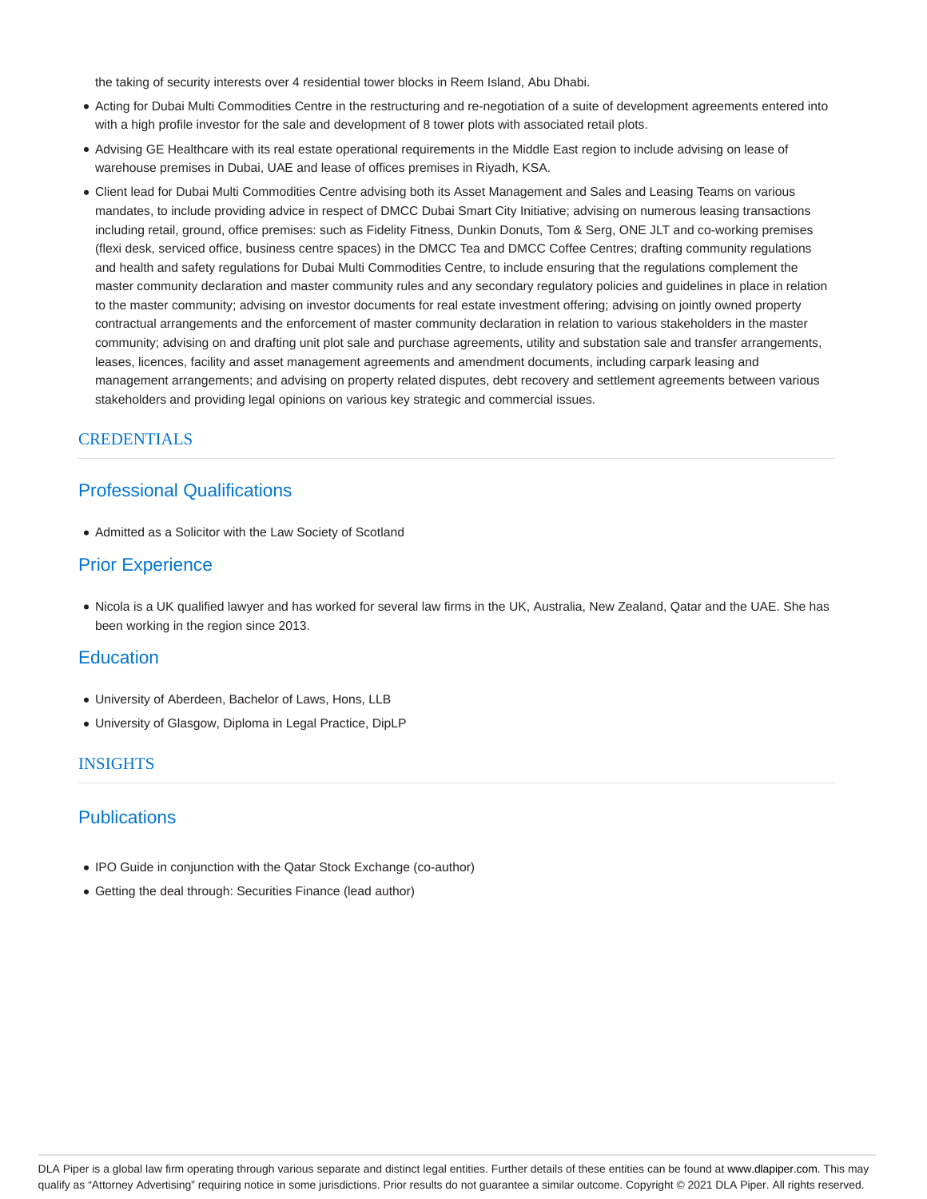the taking of security interests over 4 residential tower blocks in Reem Island, Abu Dhabi.

- Acting for Dubai Multi Commodities Centre in the restructuring and re-negotiation of a suite of development agreements entered into with a high profile investor for the sale and development of 8 tower plots with associated retail plots.
- Advising GE Healthcare with its real estate operational requirements in the Middle East region to include advising on lease of warehouse premises in Dubai, UAE and lease of offices premises in Riyadh, KSA.
- Client lead for Dubai Multi Commodities Centre advising both its Asset Management and Sales and Leasing Teams on various mandates, to include providing advice in respect of DMCC Dubai Smart City Initiative; advising on numerous leasing transactions including retail, ground, office premises: such as Fidelity Fitness, Dunkin Donuts, Tom & Serg, ONE JLT and co-working premises (flexi desk, serviced office, business centre spaces) in the DMCC Tea and DMCC Coffee Centres; drafting community regulations and health and safety regulations for Dubai Multi Commodities Centre, to include ensuring that the regulations complement the master community declaration and master community rules and any secondary regulatory policies and guidelines in place in relation to the master community; advising on investor documents for real estate investment offering; advising on jointly owned property contractual arrangements and the enforcement of master community declaration in relation to various stakeholders in the master community; advising on and drafting unit plot sale and purchase agreements, utility and substation sale and transfer arrangements, leases, licences, facility and asset management agreements and amendment documents, including carpark leasing and management arrangements; and advising on property related disputes, debt recovery and settlement agreements between various stakeholders and providing legal opinions on various key strategic and commercial issues.

## CREDENTIALS

### Professional Qualifications

- Admitted as a Solicitor with the Law Society of Scotland

### Prior Experience

- Nicola is a UK qualified lawyer and has worked for several law firms in the UK, Australia, New Zealand, Qatar and the UAE. She has been working in the region since 2013.

### Education

- University of Aberdeen, Bachelor of Laws, Hons, LLB
- University of Glasgow, Diploma in Legal Practice, DipLP

## INSIGHTS

### Publications

- IPO Guide in conjunction with the Qatar Stock Exchange (co-author)
- Getting the deal through: Securities Finance (lead author)

DLA Piper is a global law firm operating through various separate and distinct legal entities. Further details of these entities can be found at www.dlapiper.com. This may qualify as "Attorney Advertising" requiring notice in some jurisdictions. Prior results do not guarantee a similar outcome. Copyright © 2021 DLA Piper. All rights reserved.